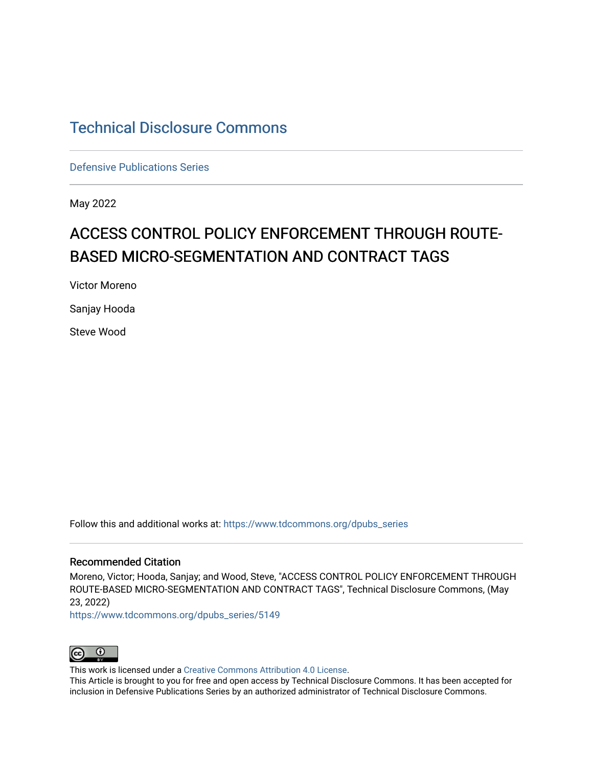Technical Disclosure Commons

Defensive Publications Series

May 2022

# ACCESS CONTROL POLICY ENFORCEMENT THROUGH ROUTE-BASED MICRO-SEGMENTATION AND CONTRACT TAGS

Victor Moreno

Sanjay Hooda

Steve Wood

Follow this and additional works at: https://www.tdcommons.org/dpubs_series

## Recommended Citation

Moreno, Victor; Hooda, Sanjay; and Wood, Steve, "ACCESS CONTROL POLICY ENFORCEMENT THROUGH ROUTE-BASED MICRO-SEGMENTATION AND CONTRACT TAGS", Technical Disclosure Commons, (May 23, 2022)
https://www.tdcommons.org/dpubs_series/5149

This work is licensed under a Creative Commons Attribution 4.0 License.
This Article is brought to you for free and open access by Technical Disclosure Commons. It has been accepted for inclusion in Defensive Publications Series by an authorized administrator of Technical Disclosure Commons.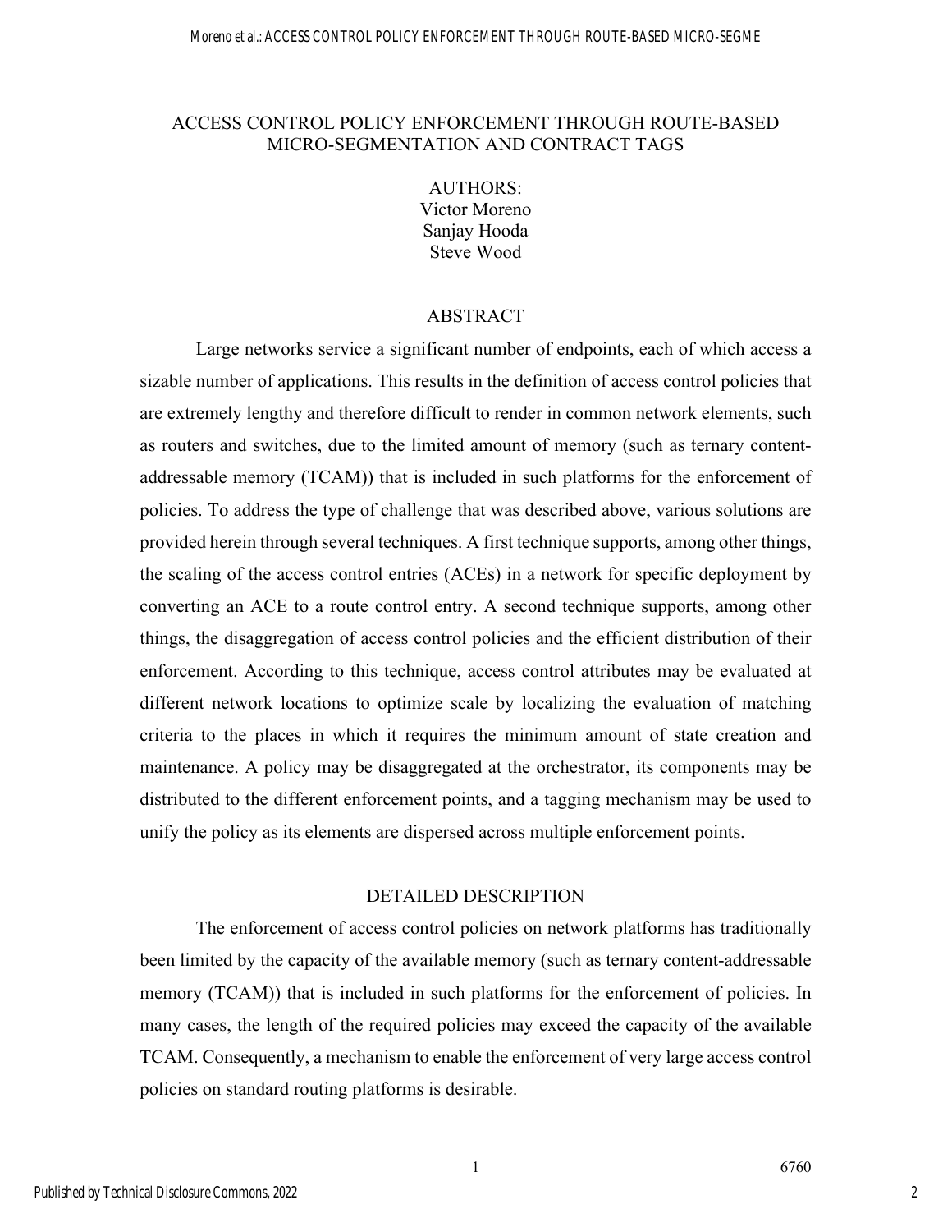# ACCESS CONTROL POLICY ENFORCEMENT THROUGH ROUTE-BASED MICRO-SEGMENTATION AND CONTRACT TAGS

AUTHORS:
Victor Moreno
Sanjay Hooda
Steve Wood

## ABSTRACT

Large networks service a significant number of endpoints, each of which access a sizable number of applications. This results in the definition of access control policies that are extremely lengthy and therefore difficult to render in common network elements, such as routers and switches, due to the limited amount of memory (such as ternary content-addressable memory (TCAM)) that is included in such platforms for the enforcement of policies. To address the type of challenge that was described above, various solutions are provided herein through several techniques. A first technique supports, among other things, the scaling of the access control entries (ACEs) in a network for specific deployment by converting an ACE to a route control entry. A second technique supports, among other things, the disaggregation of access control policies and the efficient distribution of their enforcement. According to this technique, access control attributes may be evaluated at different network locations to optimize scale by localizing the evaluation of matching criteria to the places in which it requires the minimum amount of state creation and maintenance. A policy may be disaggregated at the orchestrator, its components may be distributed to the different enforcement points, and a tagging mechanism may be used to unify the policy as its elements are dispersed across multiple enforcement points.

## DETAILED DESCRIPTION

The enforcement of access control policies on network platforms has traditionally been limited by the capacity of the available memory (such as ternary content-addressable memory (TCAM)) that is included in such platforms for the enforcement of policies. In many cases, the length of the required policies may exceed the capacity of the available TCAM. Consequently, a mechanism to enable the enforcement of very large access control policies on standard routing platforms is desirable.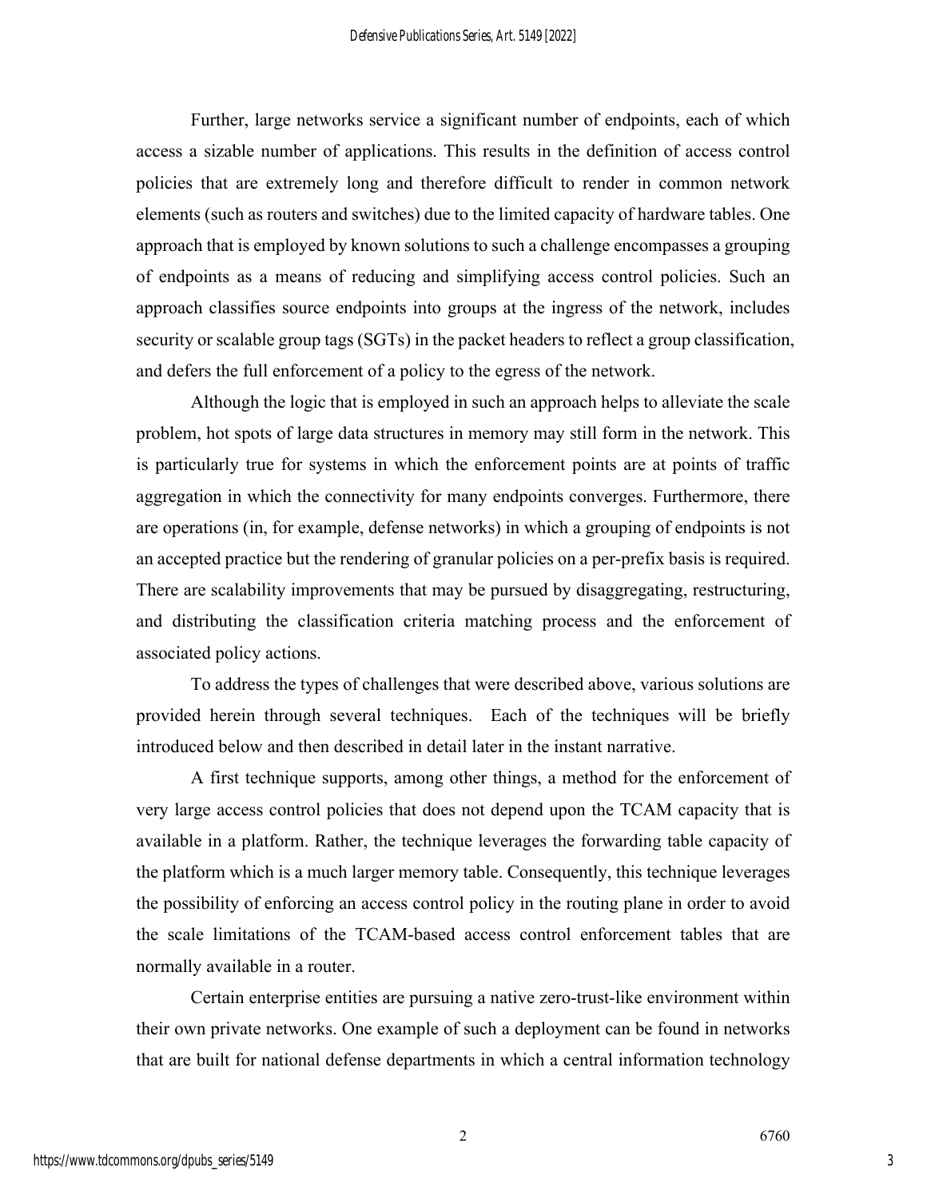Further, large networks service a significant number of endpoints, each of which access a sizable number of applications. This results in the definition of access control policies that are extremely long and therefore difficult to render in common network elements (such as routers and switches) due to the limited capacity of hardware tables. One approach that is employed by known solutions to such a challenge encompasses a grouping of endpoints as a means of reducing and simplifying access control policies. Such an approach classifies source endpoints into groups at the ingress of the network, includes security or scalable group tags (SGTs) in the packet headers to reflect a group classification, and defers the full enforcement of a policy to the egress of the network.

Although the logic that is employed in such an approach helps to alleviate the scale problem, hot spots of large data structures in memory may still form in the network. This is particularly true for systems in which the enforcement points are at points of traffic aggregation in which the connectivity for many endpoints converges. Furthermore, there are operations (in, for example, defense networks) in which a grouping of endpoints is not an accepted practice but the rendering of granular policies on a per-prefix basis is required. There are scalability improvements that may be pursued by disaggregating, restructuring, and distributing the classification criteria matching process and the enforcement of associated policy actions.

To address the types of challenges that were described above, various solutions are provided herein through several techniques. Each of the techniques will be briefly introduced below and then described in detail later in the instant narrative.

A first technique supports, among other things, a method for the enforcement of very large access control policies that does not depend upon the TCAM capacity that is available in a platform. Rather, the technique leverages the forwarding table capacity of the platform which is a much larger memory table. Consequently, this technique leverages the possibility of enforcing an access control policy in the routing plane in order to avoid the scale limitations of the TCAM-based access control enforcement tables that are normally available in a router.

Certain enterprise entities are pursuing a native zero-trust-like environment within their own private networks. One example of such a deployment can be found in networks that are built for national defense departments in which a central information technology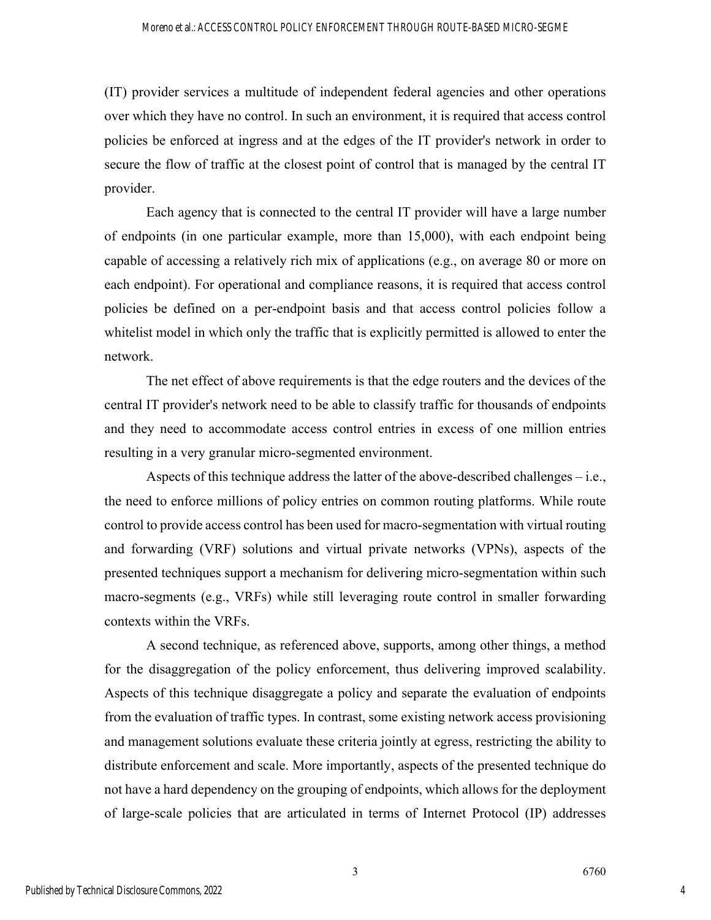(IT) provider services a multitude of independent federal agencies and other operations over which they have no control. In such an environment, it is required that access control policies be enforced at ingress and at the edges of the IT provider's network in order to secure the flow of traffic at the closest point of control that is managed by the central IT provider.

Each agency that is connected to the central IT provider will have a large number of endpoints (in one particular example, more than 15,000), with each endpoint being capable of accessing a relatively rich mix of applications (e.g., on average 80 or more on each endpoint). For operational and compliance reasons, it is required that access control policies be defined on a per-endpoint basis and that access control policies follow a whitelist model in which only the traffic that is explicitly permitted is allowed to enter the network.

The net effect of above requirements is that the edge routers and the devices of the central IT provider's network need to be able to classify traffic for thousands of endpoints and they need to accommodate access control entries in excess of one million entries resulting in a very granular micro-segmented environment.

Aspects of this technique address the latter of the above-described challenges – i.e., the need to enforce millions of policy entries on common routing platforms. While route control to provide access control has been used for macro-segmentation with virtual routing and forwarding (VRF) solutions and virtual private networks (VPNs), aspects of the presented techniques support a mechanism for delivering micro-segmentation within such macro-segments (e.g., VRFs) while still leveraging route control in smaller forwarding contexts within the VRFs.

A second technique, as referenced above, supports, among other things, a method for the disaggregation of the policy enforcement, thus delivering improved scalability. Aspects of this technique disaggregate a policy and separate the evaluation of endpoints from the evaluation of traffic types. In contrast, some existing network access provisioning and management solutions evaluate these criteria jointly at egress, restricting the ability to distribute enforcement and scale. More importantly, aspects of the presented technique do not have a hard dependency on the grouping of endpoints, which allows for the deployment of large-scale policies that are articulated in terms of Internet Protocol (IP) addresses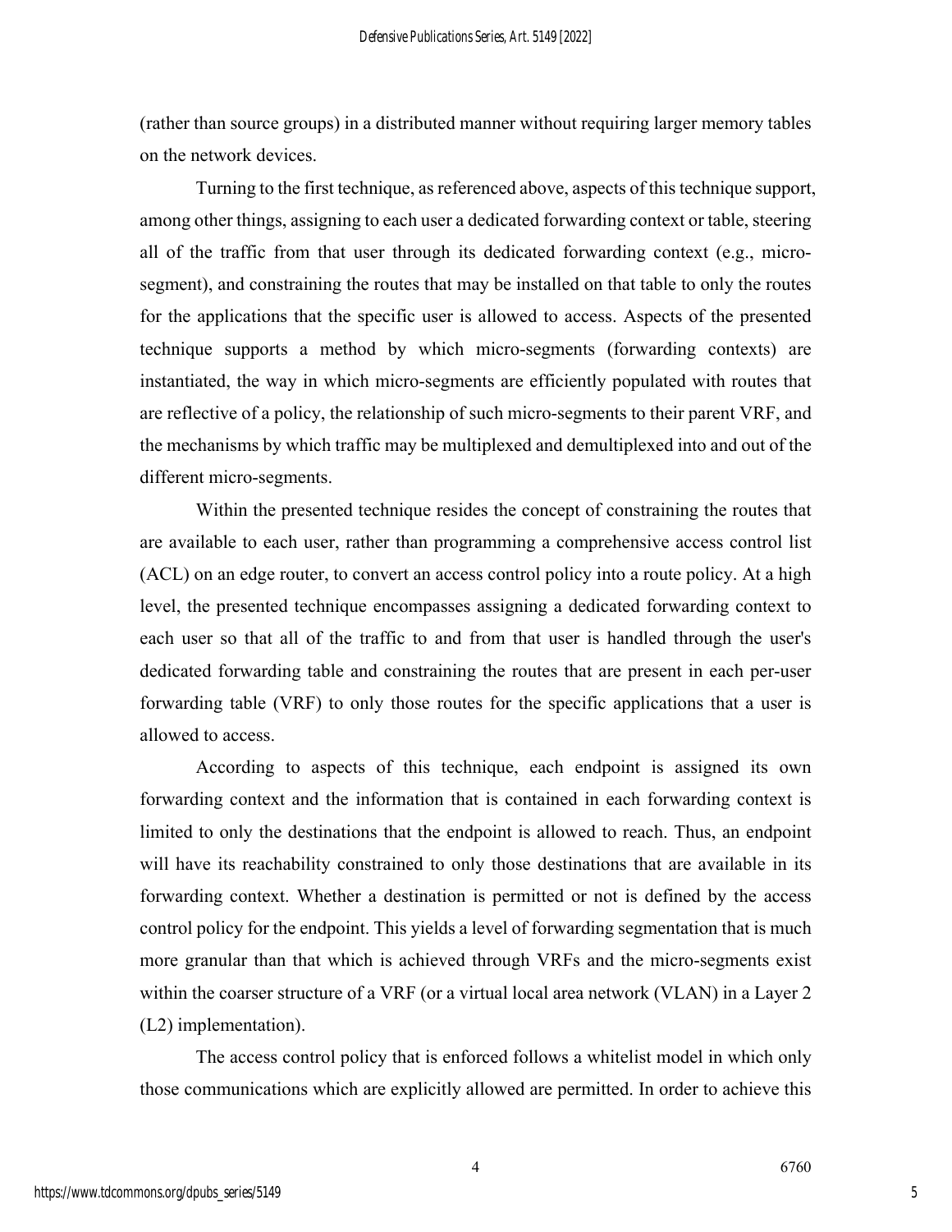(rather than source groups) in a distributed manner without requiring larger memory tables on the network devices.

Turning to the first technique, as referenced above, aspects of this technique support, among other things, assigning to each user a dedicated forwarding context or table, steering all of the traffic from that user through its dedicated forwarding context (e.g., micro-segment), and constraining the routes that may be installed on that table to only the routes for the applications that the specific user is allowed to access. Aspects of the presented technique supports a method by which micro-segments (forwarding contexts) are instantiated, the way in which micro-segments are efficiently populated with routes that are reflective of a policy, the relationship of such micro-segments to their parent VRF, and the mechanisms by which traffic may be multiplexed and demultiplexed into and out of the different micro-segments.

Within the presented technique resides the concept of constraining the routes that are available to each user, rather than programming a comprehensive access control list (ACL) on an edge router, to convert an access control policy into a route policy. At a high level, the presented technique encompasses assigning a dedicated forwarding context to each user so that all of the traffic to and from that user is handled through the user's dedicated forwarding table and constraining the routes that are present in each per-user forwarding table (VRF) to only those routes for the specific applications that a user is allowed to access.

According to aspects of this technique, each endpoint is assigned its own forwarding context and the information that is contained in each forwarding context is limited to only the destinations that the endpoint is allowed to reach. Thus, an endpoint will have its reachability constrained to only those destinations that are available in its forwarding context. Whether a destination is permitted or not is defined by the access control policy for the endpoint. This yields a level of forwarding segmentation that is much more granular than that which is achieved through VRFs and the micro-segments exist within the coarser structure of a VRF (or a virtual local area network (VLAN) in a Layer 2 (L2) implementation).

The access control policy that is enforced follows a whitelist model in which only those communications which are explicitly allowed are permitted. In order to achieve this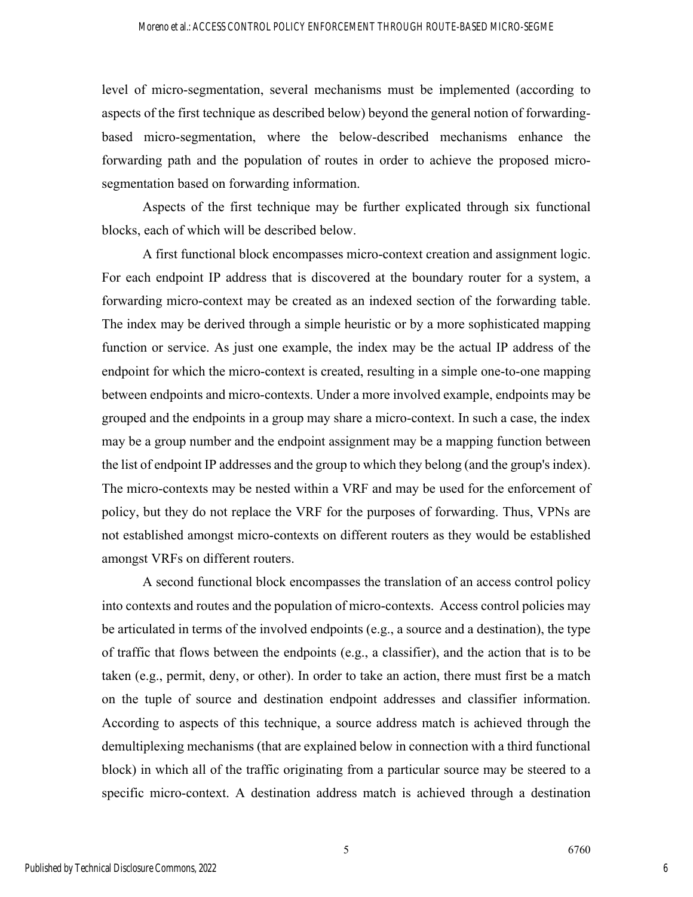level of micro-segmentation, several mechanisms must be implemented (according to aspects of the first technique as described below) beyond the general notion of forwarding-based micro-segmentation, where the below-described mechanisms enhance the forwarding path and the population of routes in order to achieve the proposed micro-segmentation based on forwarding information.

Aspects of the first technique may be further explicated through six functional blocks, each of which will be described below.

A first functional block encompasses micro-context creation and assignment logic. For each endpoint IP address that is discovered at the boundary router for a system, a forwarding micro-context may be created as an indexed section of the forwarding table. The index may be derived through a simple heuristic or by a more sophisticated mapping function or service. As just one example, the index may be the actual IP address of the endpoint for which the micro-context is created, resulting in a simple one-to-one mapping between endpoints and micro-contexts. Under a more involved example, endpoints may be grouped and the endpoints in a group may share a micro-context. In such a case, the index may be a group number and the endpoint assignment may be a mapping function between the list of endpoint IP addresses and the group to which they belong (and the group's index). The micro-contexts may be nested within a VRF and may be used for the enforcement of policy, but they do not replace the VRF for the purposes of forwarding. Thus, VPNs are not established amongst micro-contexts on different routers as they would be established amongst VRFs on different routers.

A second functional block encompasses the translation of an access control policy into contexts and routes and the population of micro-contexts. Access control policies may be articulated in terms of the involved endpoints (e.g., a source and a destination), the type of traffic that flows between the endpoints (e.g., a classifier), and the action that is to be taken (e.g., permit, deny, or other). In order to take an action, there must first be a match on the tuple of source and destination endpoint addresses and classifier information. According to aspects of this technique, a source address match is achieved through the demultiplexing mechanisms (that are explained below in connection with a third functional block) in which all of the traffic originating from a particular source may be steered to a specific micro-context. A destination address match is achieved through a destination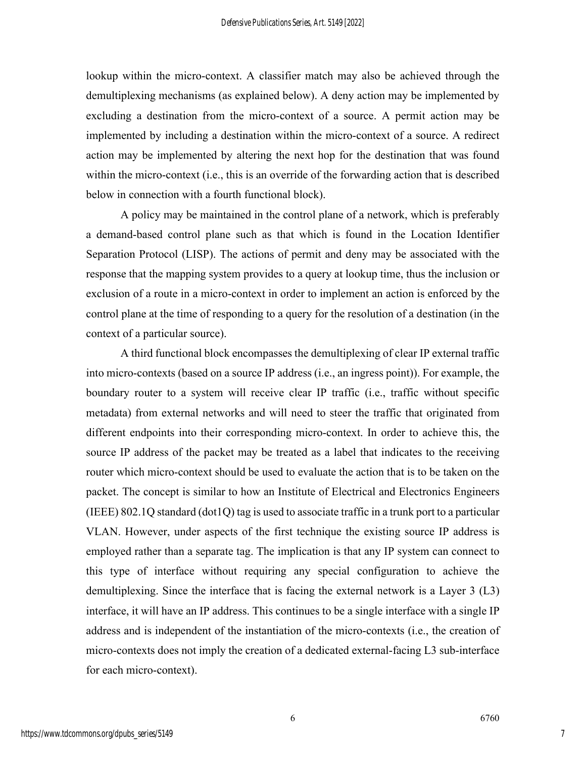lookup within the micro-context. A classifier match may also be achieved through the demultiplexing mechanisms (as explained below). A deny action may be implemented by excluding a destination from the micro-context of a source. A permit action may be implemented by including a destination within the micro-context of a source. A redirect action may be implemented by altering the next hop for the destination that was found within the micro-context (i.e., this is an override of the forwarding action that is described below in connection with a fourth functional block).

A policy may be maintained in the control plane of a network, which is preferably a demand-based control plane such as that which is found in the Location Identifier Separation Protocol (LISP). The actions of permit and deny may be associated with the response that the mapping system provides to a query at lookup time, thus the inclusion or exclusion of a route in a micro-context in order to implement an action is enforced by the control plane at the time of responding to a query for the resolution of a destination (in the context of a particular source).

A third functional block encompasses the demultiplexing of clear IP external traffic into micro-contexts (based on a source IP address (i.e., an ingress point)). For example, the boundary router to a system will receive clear IP traffic (i.e., traffic without specific metadata) from external networks and will need to steer the traffic that originated from different endpoints into their corresponding micro-context. In order to achieve this, the source IP address of the packet may be treated as a label that indicates to the receiving router which micro-context should be used to evaluate the action that is to be taken on the packet. The concept is similar to how an Institute of Electrical and Electronics Engineers (IEEE) 802.1Q standard (dot1Q) tag is used to associate traffic in a trunk port to a particular VLAN. However, under aspects of the first technique the existing source IP address is employed rather than a separate tag. The implication is that any IP system can connect to this type of interface without requiring any special configuration to achieve the demultiplexing. Since the interface that is facing the external network is a Layer 3 (L3) interface, it will have an IP address. This continues to be a single interface with a single IP address and is independent of the instantiation of the micro-contexts (i.e., the creation of micro-contexts does not imply the creation of a dedicated external-facing L3 sub-interface for each micro-context).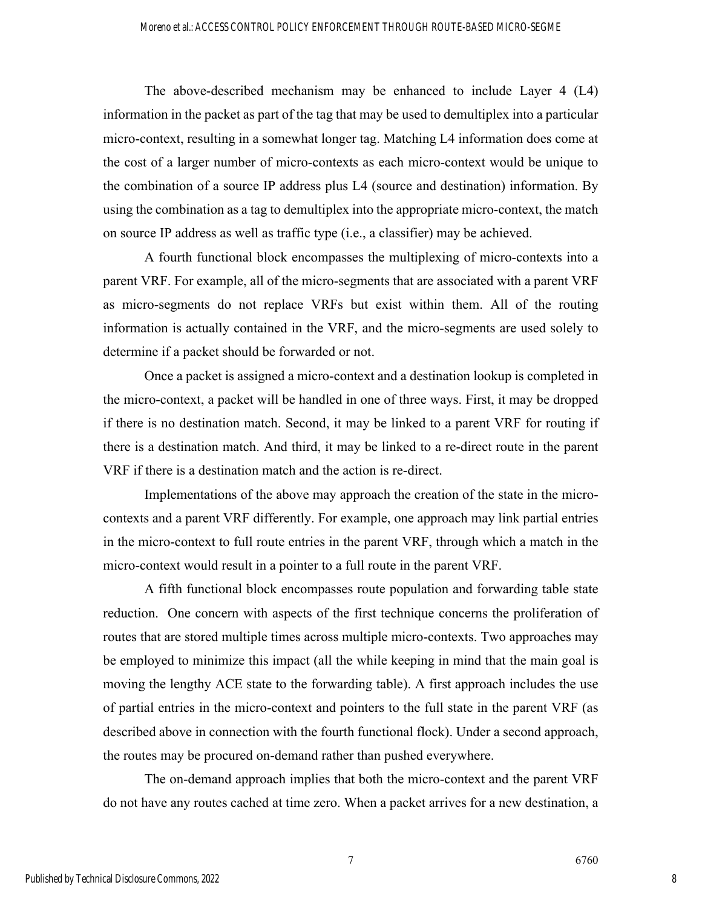The above-described mechanism may be enhanced to include Layer 4 (L4) information in the packet as part of the tag that may be used to demultiplex into a particular micro-context, resulting in a somewhat longer tag. Matching L4 information does come at the cost of a larger number of micro-contexts as each micro-context would be unique to the combination of a source IP address plus L4 (source and destination) information. By using the combination as a tag to demultiplex into the appropriate micro-context, the match on source IP address as well as traffic type (i.e., a classifier) may be achieved.

A fourth functional block encompasses the multiplexing of micro-contexts into a parent VRF. For example, all of the micro-segments that are associated with a parent VRF as micro-segments do not replace VRFs but exist within them. All of the routing information is actually contained in the VRF, and the micro-segments are used solely to determine if a packet should be forwarded or not.

Once a packet is assigned a micro-context and a destination lookup is completed in the micro-context, a packet will be handled in one of three ways. First, it may be dropped if there is no destination match. Second, it may be linked to a parent VRF for routing if there is a destination match. And third, it may be linked to a re-direct route in the parent VRF if there is a destination match and the action is re-direct.

Implementations of the above may approach the creation of the state in the micro-contexts and a parent VRF differently. For example, one approach may link partial entries in the micro-context to full route entries in the parent VRF, through which a match in the micro-context would result in a pointer to a full route in the parent VRF.

A fifth functional block encompasses route population and forwarding table state reduction. One concern with aspects of the first technique concerns the proliferation of routes that are stored multiple times across multiple micro-contexts. Two approaches may be employed to minimize this impact (all the while keeping in mind that the main goal is moving the lengthy ACE state to the forwarding table). A first approach includes the use of partial entries in the micro-context and pointers to the full state in the parent VRF (as described above in connection with the fourth functional flock). Under a second approach, the routes may be procured on-demand rather than pushed everywhere.

The on-demand approach implies that both the micro-context and the parent VRF do not have any routes cached at time zero. When a packet arrives for a new destination, a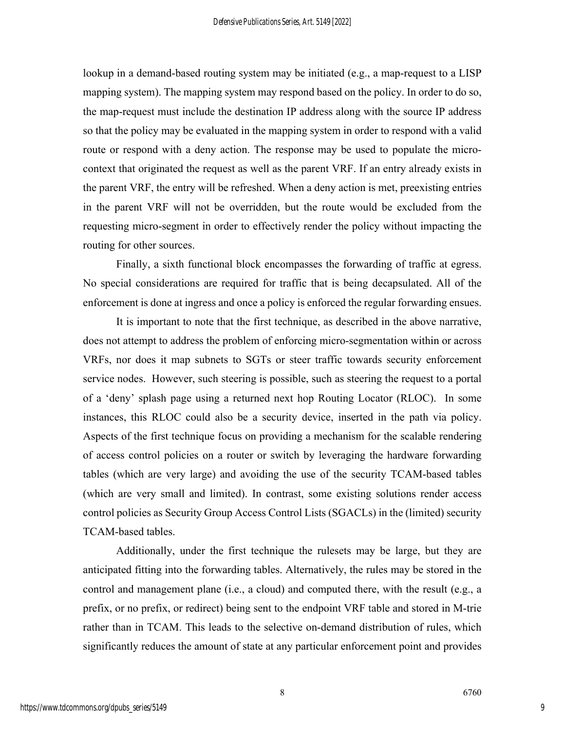lookup in a demand-based routing system may be initiated (e.g., a map-request to a LISP mapping system). The mapping system may respond based on the policy. In order to do so, the map-request must include the destination IP address along with the source IP address so that the policy may be evaluated in the mapping system in order to respond with a valid route or respond with a deny action. The response may be used to populate the micro-context that originated the request as well as the parent VRF. If an entry already exists in the parent VRF, the entry will be refreshed. When a deny action is met, preexisting entries in the parent VRF will not be overridden, but the route would be excluded from the requesting micro-segment in order to effectively render the policy without impacting the routing for other sources.

Finally, a sixth functional block encompasses the forwarding of traffic at egress. No special considerations are required for traffic that is being decapsulated. All of the enforcement is done at ingress and once a policy is enforced the regular forwarding ensues.

It is important to note that the first technique, as described in the above narrative, does not attempt to address the problem of enforcing micro-segmentation within or across VRFs, nor does it map subnets to SGTs or steer traffic towards security enforcement service nodes. However, such steering is possible, such as steering the request to a portal of a 'deny' splash page using a returned next hop Routing Locator (RLOC). In some instances, this RLOC could also be a security device, inserted in the path via policy. Aspects of the first technique focus on providing a mechanism for the scalable rendering of access control policies on a router or switch by leveraging the hardware forwarding tables (which are very large) and avoiding the use of the security TCAM-based tables (which are very small and limited). In contrast, some existing solutions render access control policies as Security Group Access Control Lists (SGACLs) in the (limited) security TCAM-based tables.

Additionally, under the first technique the rulesets may be large, but they are anticipated fitting into the forwarding tables. Alternatively, the rules may be stored in the control and management plane (i.e., a cloud) and computed there, with the result (e.g., a prefix, or no prefix, or redirect) being sent to the endpoint VRF table and stored in M-trie rather than in TCAM. This leads to the selective on-demand distribution of rules, which significantly reduces the amount of state at any particular enforcement point and provides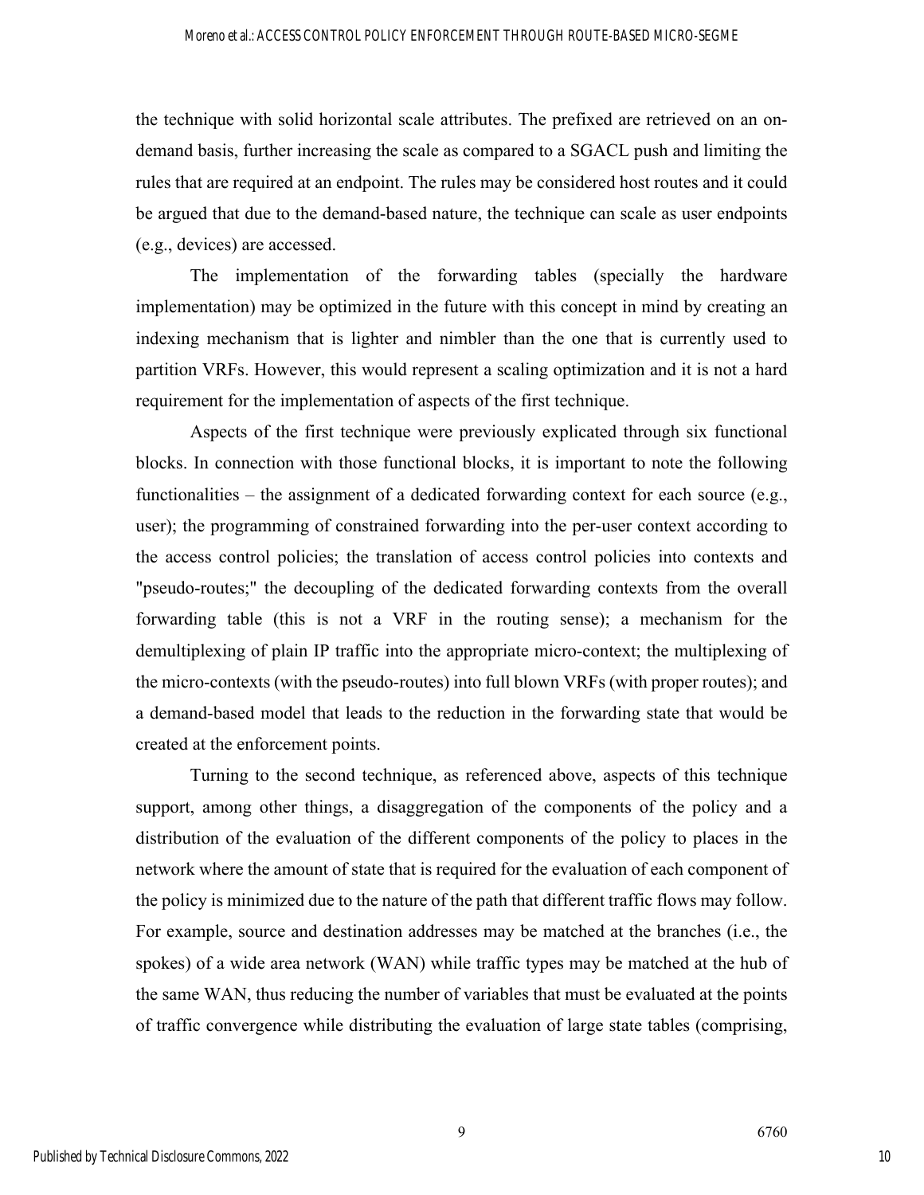the technique with solid horizontal scale attributes. The prefixed are retrieved on an on-demand basis, further increasing the scale as compared to a SGACL push and limiting the rules that are required at an endpoint. The rules may be considered host routes and it could be argued that due to the demand-based nature, the technique can scale as user endpoints (e.g., devices) are accessed.

The implementation of the forwarding tables (specially the hardware implementation) may be optimized in the future with this concept in mind by creating an indexing mechanism that is lighter and nimbler than the one that is currently used to partition VRFs. However, this would represent a scaling optimization and it is not a hard requirement for the implementation of aspects of the first technique.

Aspects of the first technique were previously explicated through six functional blocks. In connection with those functional blocks, it is important to note the following functionalities – the assignment of a dedicated forwarding context for each source (e.g., user); the programming of constrained forwarding into the per-user context according to the access control policies; the translation of access control policies into contexts and "pseudo-routes;" the decoupling of the dedicated forwarding contexts from the overall forwarding table (this is not a VRF in the routing sense); a mechanism for the demultiplexing of plain IP traffic into the appropriate micro-context; the multiplexing of the micro-contexts (with the pseudo-routes) into full blown VRFs (with proper routes); and a demand-based model that leads to the reduction in the forwarding state that would be created at the enforcement points.

Turning to the second technique, as referenced above, aspects of this technique support, among other things, a disaggregation of the components of the policy and a distribution of the evaluation of the different components of the policy to places in the network where the amount of state that is required for the evaluation of each component of the policy is minimized due to the nature of the path that different traffic flows may follow. For example, source and destination addresses may be matched at the branches (i.e., the spokes) of a wide area network (WAN) while traffic types may be matched at the hub of the same WAN, thus reducing the number of variables that must be evaluated at the points of traffic convergence while distributing the evaluation of large state tables (comprising,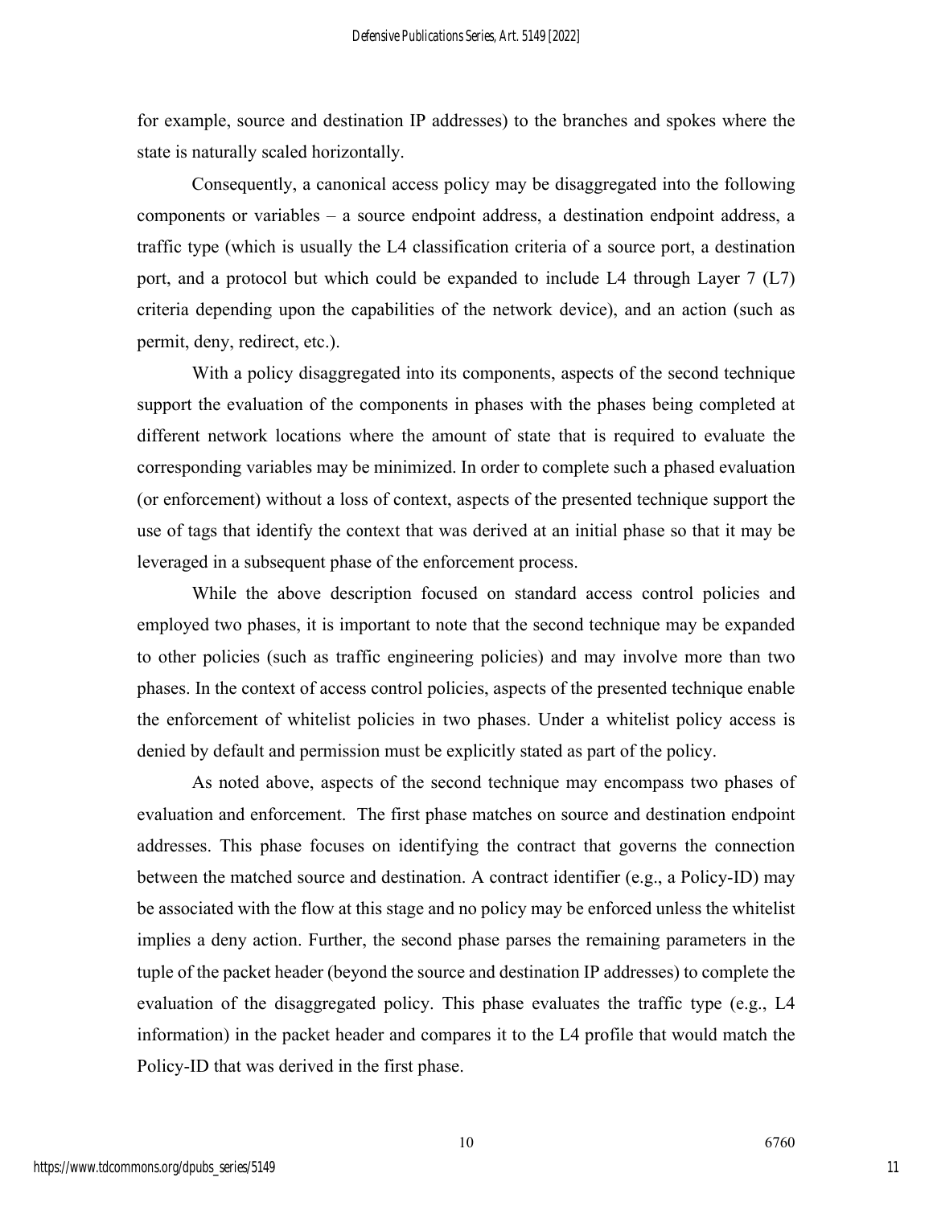for example, source and destination IP addresses) to the branches and spokes where the state is naturally scaled horizontally.

Consequently, a canonical access policy may be disaggregated into the following components or variables – a source endpoint address, a destination endpoint address, a traffic type (which is usually the L4 classification criteria of a source port, a destination port, and a protocol but which could be expanded to include L4 through Layer 7 (L7) criteria depending upon the capabilities of the network device), and an action (such as permit, deny, redirect, etc.).

With a policy disaggregated into its components, aspects of the second technique support the evaluation of the components in phases with the phases being completed at different network locations where the amount of state that is required to evaluate the corresponding variables may be minimized. In order to complete such a phased evaluation (or enforcement) without a loss of context, aspects of the presented technique support the use of tags that identify the context that was derived at an initial phase so that it may be leveraged in a subsequent phase of the enforcement process.

While the above description focused on standard access control policies and employed two phases, it is important to note that the second technique may be expanded to other policies (such as traffic engineering policies) and may involve more than two phases. In the context of access control policies, aspects of the presented technique enable the enforcement of whitelist policies in two phases. Under a whitelist policy access is denied by default and permission must be explicitly stated as part of the policy.

As noted above, aspects of the second technique may encompass two phases of evaluation and enforcement. The first phase matches on source and destination endpoint addresses. This phase focuses on identifying the contract that governs the connection between the matched source and destination. A contract identifier (e.g., a Policy-ID) may be associated with the flow at this stage and no policy may be enforced unless the whitelist implies a deny action. Further, the second phase parses the remaining parameters in the tuple of the packet header (beyond the source and destination IP addresses) to complete the evaluation of the disaggregated policy. This phase evaluates the traffic type (e.g., L4 information) in the packet header and compares it to the L4 profile that would match the Policy-ID that was derived in the first phase.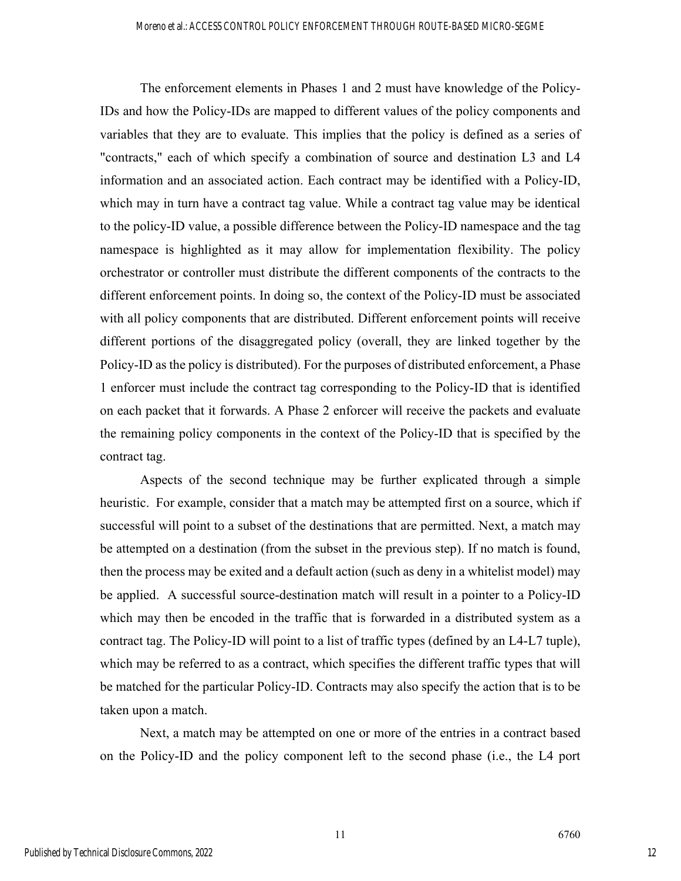The enforcement elements in Phases 1 and 2 must have knowledge of the Policy-IDs and how the Policy-IDs are mapped to different values of the policy components and variables that they are to evaluate. This implies that the policy is defined as a series of "contracts," each of which specify a combination of source and destination L3 and L4 information and an associated action. Each contract may be identified with a Policy-ID, which may in turn have a contract tag value. While a contract tag value may be identical to the policy-ID value, a possible difference between the Policy-ID namespace and the tag namespace is highlighted as it may allow for implementation flexibility. The policy orchestrator or controller must distribute the different components of the contracts to the different enforcement points. In doing so, the context of the Policy-ID must be associated with all policy components that are distributed. Different enforcement points will receive different portions of the disaggregated policy (overall, they are linked together by the Policy-ID as the policy is distributed). For the purposes of distributed enforcement, a Phase 1 enforcer must include the contract tag corresponding to the Policy-ID that is identified on each packet that it forwards. A Phase 2 enforcer will receive the packets and evaluate the remaining policy components in the context of the Policy-ID that is specified by the contract tag.

Aspects of the second technique may be further explicated through a simple heuristic. For example, consider that a match may be attempted first on a source, which if successful will point to a subset of the destinations that are permitted. Next, a match may be attempted on a destination (from the subset in the previous step). If no match is found, then the process may be exited and a default action (such as deny in a whitelist model) may be applied. A successful source-destination match will result in a pointer to a Policy-ID which may then be encoded in the traffic that is forwarded in a distributed system as a contract tag. The Policy-ID will point to a list of traffic types (defined by an L4-L7 tuple), which may be referred to as a contract, which specifies the different traffic types that will be matched for the particular Policy-ID. Contracts may also specify the action that is to be taken upon a match.

Next, a match may be attempted on one or more of the entries in a contract based on the Policy-ID and the policy component left to the second phase (i.e., the L4 port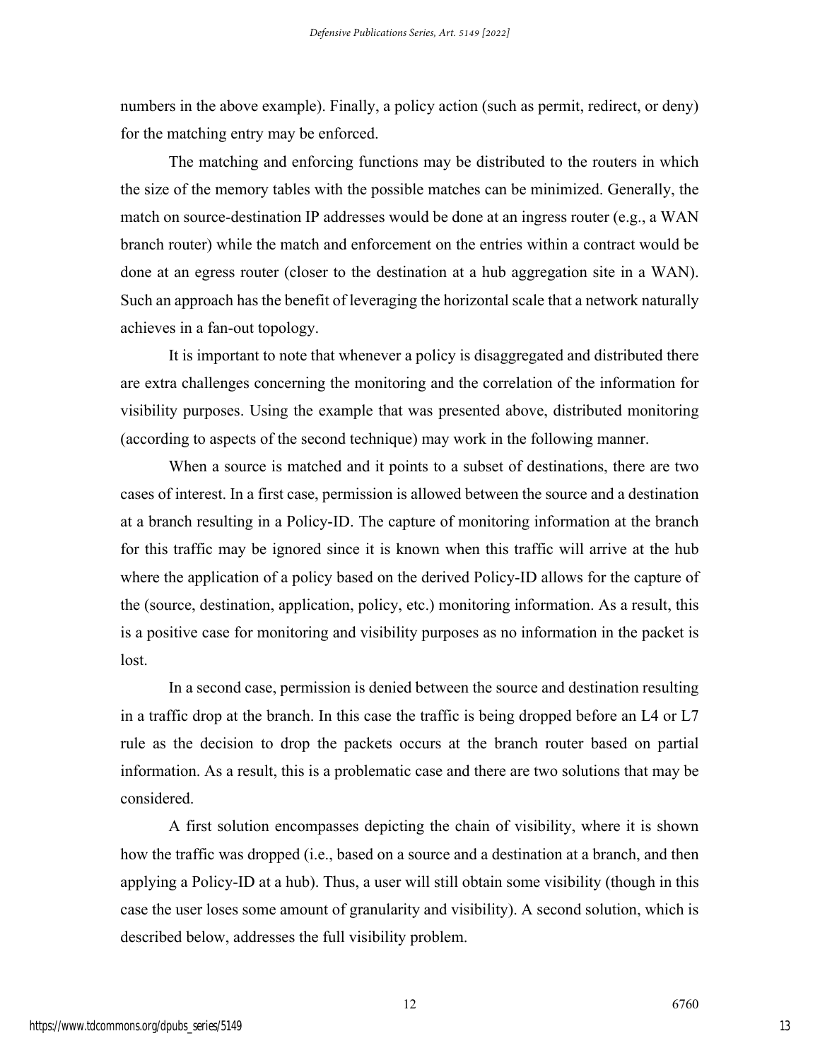numbers in the above example). Finally, a policy action (such as permit, redirect, or deny) for the matching entry may be enforced.

The matching and enforcing functions may be distributed to the routers in which the size of the memory tables with the possible matches can be minimized. Generally, the match on source-destination IP addresses would be done at an ingress router (e.g., a WAN branch router) while the match and enforcement on the entries within a contract would be done at an egress router (closer to the destination at a hub aggregation site in a WAN). Such an approach has the benefit of leveraging the horizontal scale that a network naturally achieves in a fan-out topology.

It is important to note that whenever a policy is disaggregated and distributed there are extra challenges concerning the monitoring and the correlation of the information for visibility purposes. Using the example that was presented above, distributed monitoring (according to aspects of the second technique) may work in the following manner.

When a source is matched and it points to a subset of destinations, there are two cases of interest. In a first case, permission is allowed between the source and a destination at a branch resulting in a Policy-ID. The capture of monitoring information at the branch for this traffic may be ignored since it is known when this traffic will arrive at the hub where the application of a policy based on the derived Policy-ID allows for the capture of the (source, destination, application, policy, etc.) monitoring information. As a result, this is a positive case for monitoring and visibility purposes as no information in the packet is lost.

In a second case, permission is denied between the source and destination resulting in a traffic drop at the branch. In this case the traffic is being dropped before an L4 or L7 rule as the decision to drop the packets occurs at the branch router based on partial information. As a result, this is a problematic case and there are two solutions that may be considered.

A first solution encompasses depicting the chain of visibility, where it is shown how the traffic was dropped (i.e., based on a source and a destination at a branch, and then applying a Policy-ID at a hub). Thus, a user will still obtain some visibility (though in this case the user loses some amount of granularity and visibility). A second solution, which is described below, addresses the full visibility problem.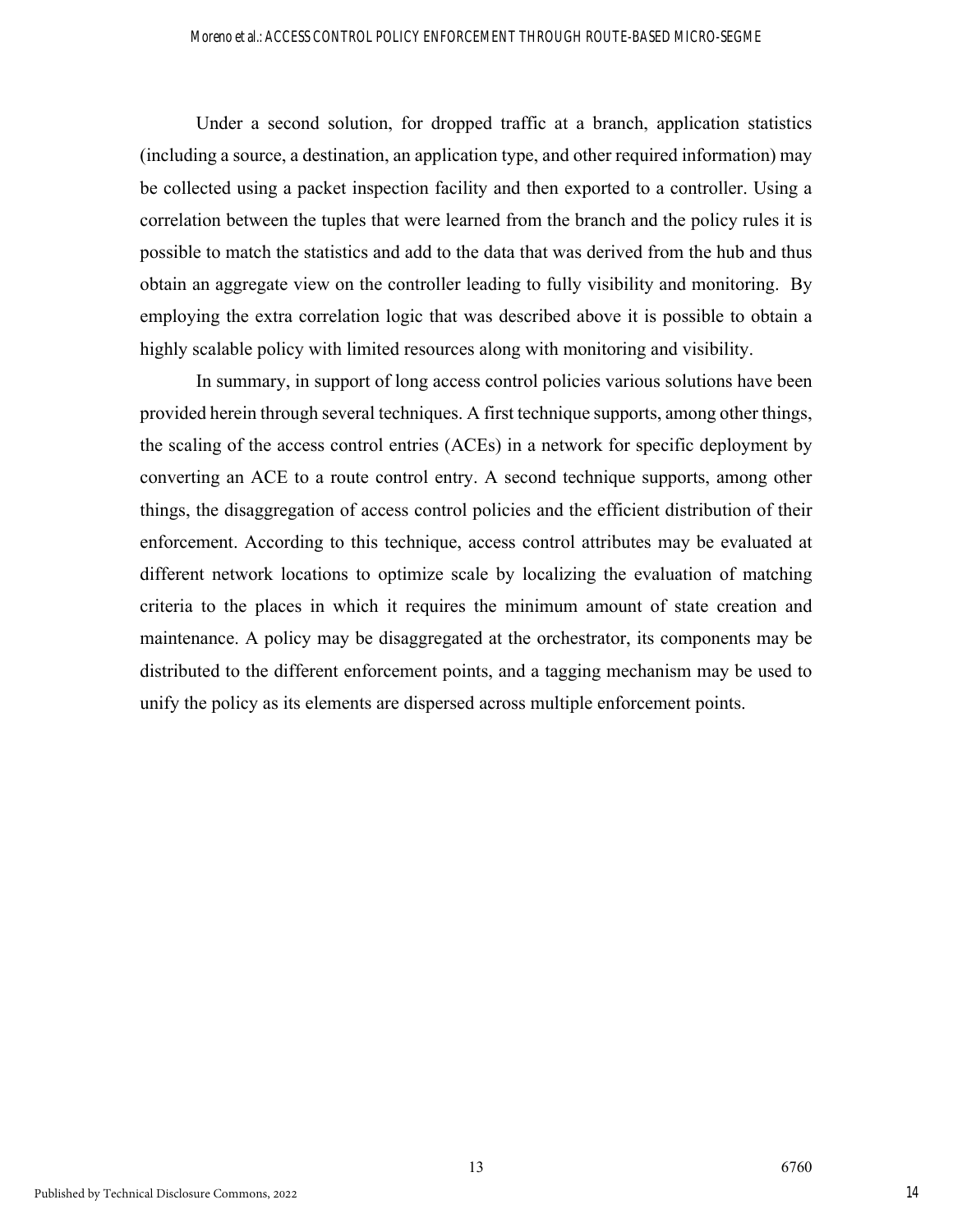Under a second solution, for dropped traffic at a branch, application statistics (including a source, a destination, an application type, and other required information) may be collected using a packet inspection facility and then exported to a controller. Using a correlation between the tuples that were learned from the branch and the policy rules it is possible to match the statistics and add to the data that was derived from the hub and thus obtain an aggregate view on the controller leading to fully visibility and monitoring. By employing the extra correlation logic that was described above it is possible to obtain a highly scalable policy with limited resources along with monitoring and visibility.

In summary, in support of long access control policies various solutions have been provided herein through several techniques. A first technique supports, among other things, the scaling of the access control entries (ACEs) in a network for specific deployment by converting an ACE to a route control entry. A second technique supports, among other things, the disaggregation of access control policies and the efficient distribution of their enforcement. According to this technique, access control attributes may be evaluated at different network locations to optimize scale by localizing the evaluation of matching criteria to the places in which it requires the minimum amount of state creation and maintenance. A policy may be disaggregated at the orchestrator, its components may be distributed to the different enforcement points, and a tagging mechanism may be used to unify the policy as its elements are dispersed across multiple enforcement points.